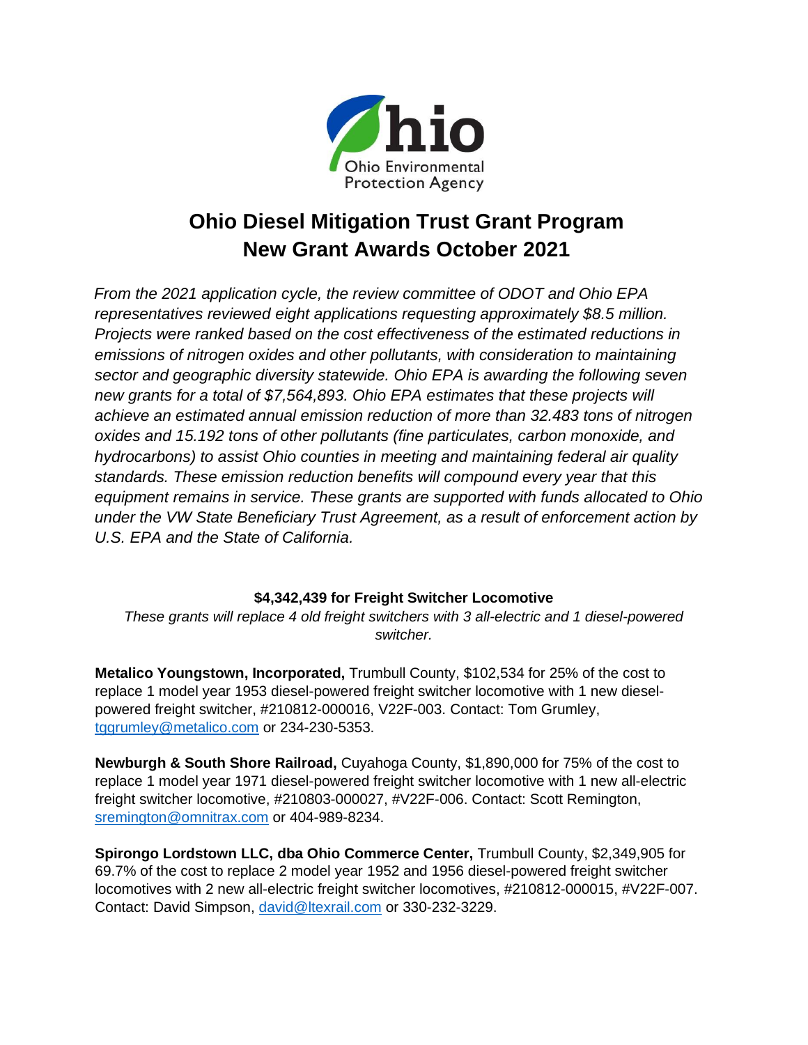# Ohio Diesel Mitigation Trust Grant Program New Grant Awards October 2021

*From the 2021 application cycle, the review committee of ODOT and Ohio EPA representatives reviewed eight applications requesting approximately $8.5 million. Projects were ranked based on the cost effectiveness of the estimated reductions in emissions of nitrogen oxides and other pollutants, with consideration to maintaining sector and geographic diversity statewide. Ohio EPA is awarding the following seven new grants for a total of $7,564,893. Ohio EPA estimates that these projects will achieve an estimated annual emission reduction of more than 32.483 tons of nitrogen oxides and 15.192 tons of other pollutants (fine particulates, carbon monoxide, and hydrocarbons) to assist Ohio counties in meeting and maintaining federal air quality standards. These emission reduction benefits will compound every year that this equipment remains in service. These grants are supported with funds allocated to Ohio under the VW State Beneficiary Trust Agreement, as a result of enforcement action by U.S. EPA and the State of California.*

**$4,342,439 for Freight Switcher Locomotive**

*These grants will replace 4 old freight switchers with 3 all-electric and 1 diesel-powered switcher.*

**Metalico Youngstown, Incorporated,** Trumbull County, $102,534 for 25% of the cost to replace 1 model year 1953 diesel-powered freight switcher locomotive with 1 new diesel-powered freight switcher, #210812-000016, V22F-003. Contact: Tom Grumley, tggrumley@metalico.com or 234-230-5353.

**Newburgh & South Shore Railroad,** Cuyahoga County, $1,890,000 for 75% of the cost to replace 1 model year 1971 diesel-powered freight switcher locomotive with 1 new all-electric freight switcher locomotive, #210803-000027, #V22F-006. Contact: Scott Remington, sremington@omnitrax.com or 404-989-8234.

**Spirongo Lordstown LLC, dba Ohio Commerce Center,** Trumbull County, $2,349,905 for 69.7% of the cost to replace 2 model year 1952 and 1956 diesel-powered freight switcher locomotives with 2 new all-electric freight switcher locomotives, #210812-000015, #V22F-007. Contact: David Simpson, david@ltexrail.com or 330-232-3229.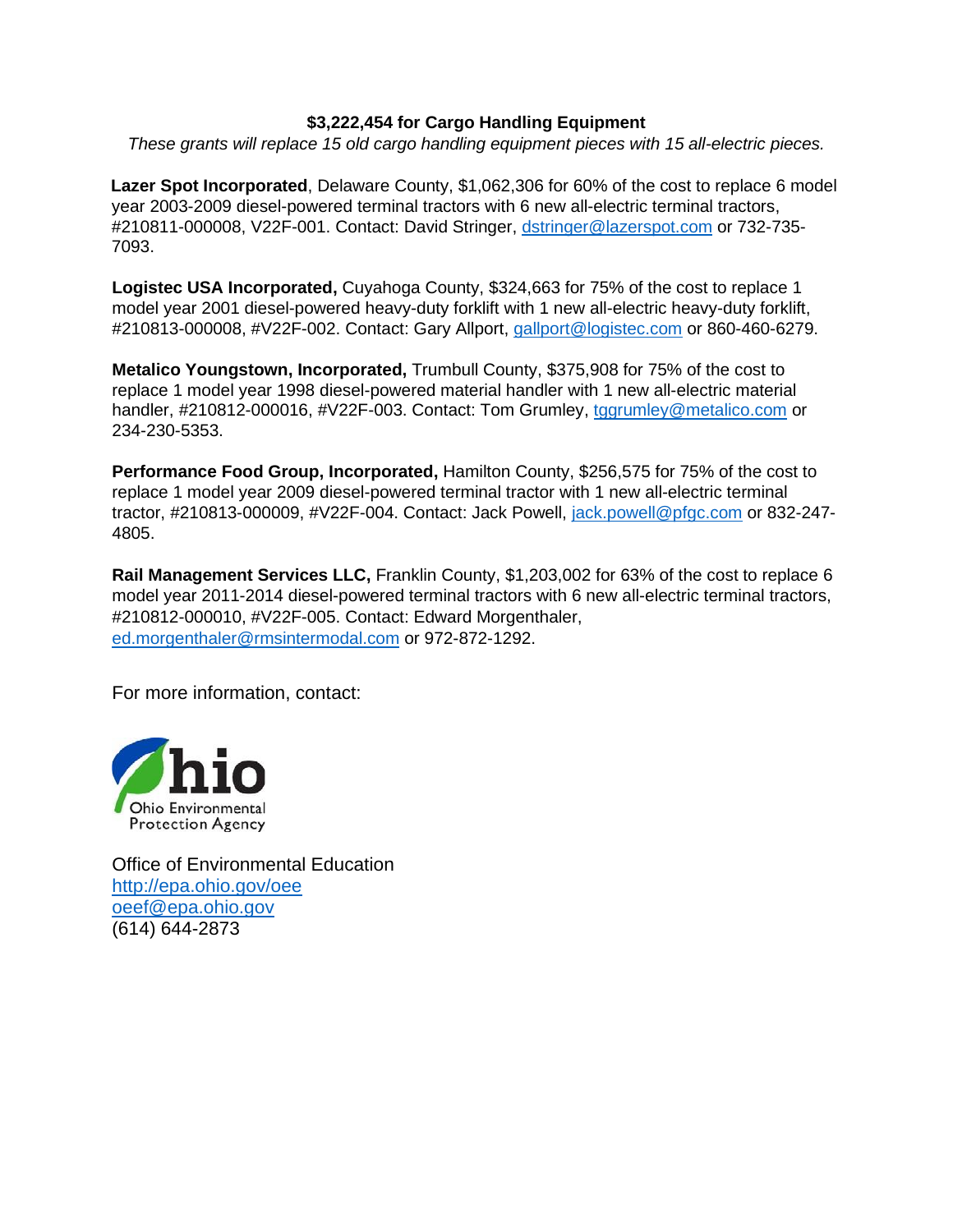**$3,222,454 for Cargo Handling Equipment**

*These grants will replace 15 old cargo handling equipment pieces with 15 all-electric pieces.*

**Lazer Spot Incorporated**, Delaware County, $1,062,306 for 60% of the cost to replace 6 model year 2003-2009 diesel-powered terminal tractors with 6 new all-electric terminal tractors, #210811-000008, V22F-001. Contact: David Stringer, dstringer@lazerspot.com or 732-735-7093.

**Logistec USA Incorporated,** Cuyahoga County, $324,663 for 75% of the cost to replace 1 model year 2001 diesel-powered heavy-duty forklift with 1 new all-electric heavy-duty forklift, #210813-000008, #V22F-002. Contact: Gary Allport, gallport@logistec.com or 860-460-6279.

**Metalico Youngstown, Incorporated,** Trumbull County, $375,908 for 75% of the cost to replace 1 model year 1998 diesel-powered material handler with 1 new all-electric material handler, #210812-000016, #V22F-003. Contact: Tom Grumley, tggrumley@metalico.com or 234-230-5353.

**Performance Food Group, Incorporated,** Hamilton County, $256,575 for 75% of the cost to replace 1 model year 2009 diesel-powered terminal tractor with 1 new all-electric terminal tractor, #210813-000009, #V22F-004. Contact: Jack Powell, jack.powell@pfgc.com or 832-247-4805.

**Rail Management Services LLC,** Franklin County, $1,203,002 for 63% of the cost to replace 6 model year 2011-2014 diesel-powered terminal tractors with 6 new all-electric terminal tractors, #210812-000010, #V22F-005. Contact: Edward Morgenthaler, ed.morgenthaler@rmsintermodal.com or 972-872-1292.

For more information, contact:

Ohio Environmental Protection Agency

Office of Environmental Education
http://epa.ohio.gov/oee
oeef@epa.ohio.gov
(614) 644-2873